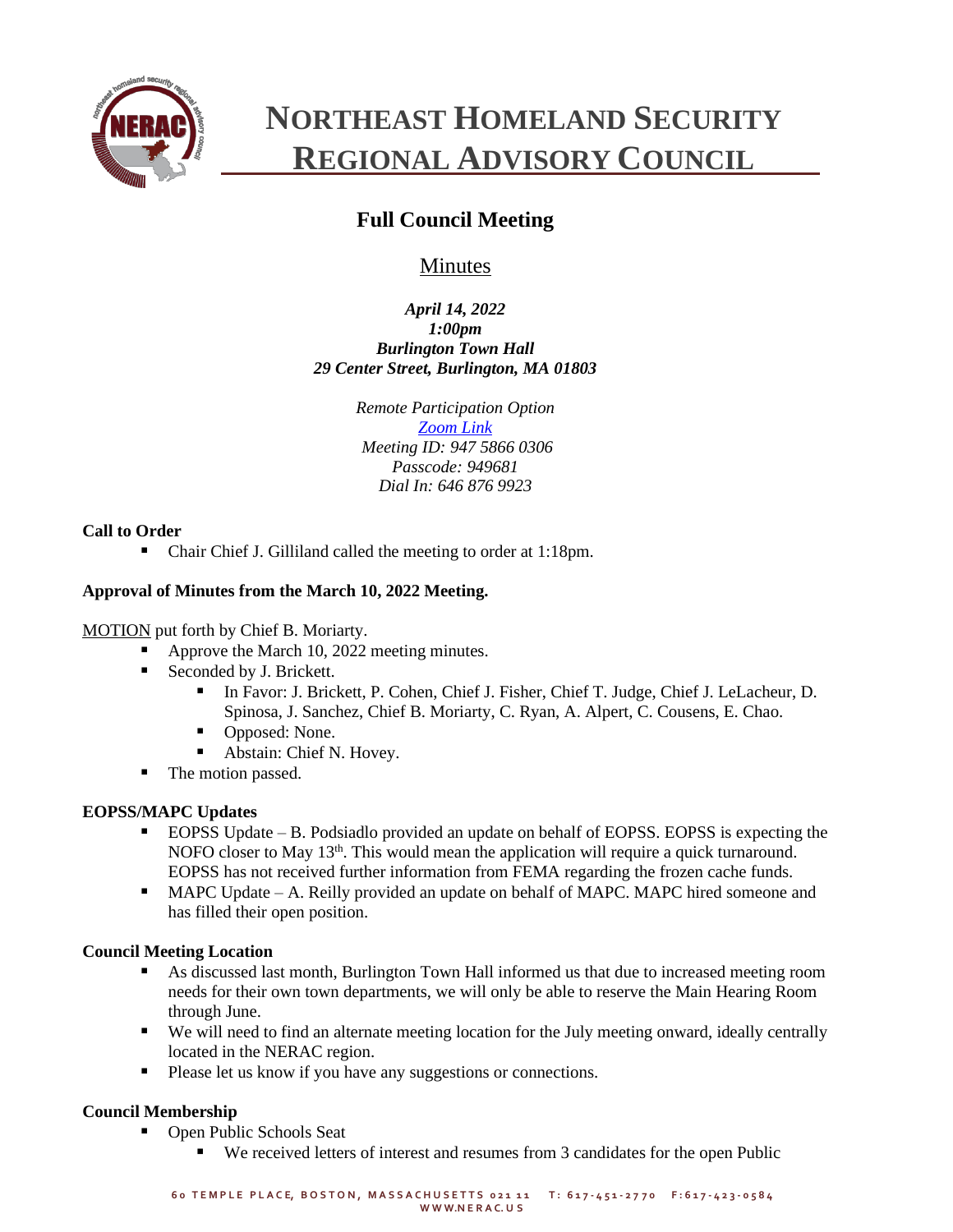# NORTHEAST HOMELAND SECURITY REGIONAL ADVISORY COUNCIL

## Full Council Meeting

Minutes

*April 14, 2022*
*1:00pm*
*Burlington Town Hall*
*29 Center Street, Burlington, MA 01803*

*Remote Participation Option*
*Zoom Link*
*Meeting ID: 947 5866 0306*
*Passcode: 949681*
*Dial In: 646 876 9923*

**Call to Order**

- Chair Chief J. Gilliland called the meeting to order at 1:18pm.

**Approval of Minutes from the March 10, 2022 Meeting.**

MOTION put forth by Chief B. Moriarty.

- Approve the March 10, 2022 meeting minutes.
- Seconded by J. Brickett.
  - In Favor: J. Brickett, P. Cohen, Chief J. Fisher, Chief T. Judge, Chief J. LeLacheur, D. Spinosa, J. Sanchez, Chief B. Moriarty, C. Ryan, A. Alpert, C. Cousens, E. Chao.
  - Opposed: None.
  - Abstain: Chief N. Hovey.
- The motion passed.

**EOPSS/MAPC Updates**

- EOPSS Update – B. Podsiadlo provided an update on behalf of EOPSS. EOPSS is expecting the NOFO closer to May 13th. This would mean the application will require a quick turnaround. EOPSS has not received further information from FEMA regarding the frozen cache funds.
- MAPC Update – A. Reilly provided an update on behalf of MAPC. MAPC hired someone and has filled their open position.

**Council Meeting Location**

- As discussed last month, Burlington Town Hall informed us that due to increased meeting room needs for their own town departments, we will only be able to reserve the Main Hearing Room through June.
- We will need to find an alternate meeting location for the July meeting onward, ideally centrally located in the NERAC region.
- Please let us know if you have any suggestions or connections.

**Council Membership**

- Open Public Schools Seat
  - We received letters of interest and resumes from 3 candidates for the open Public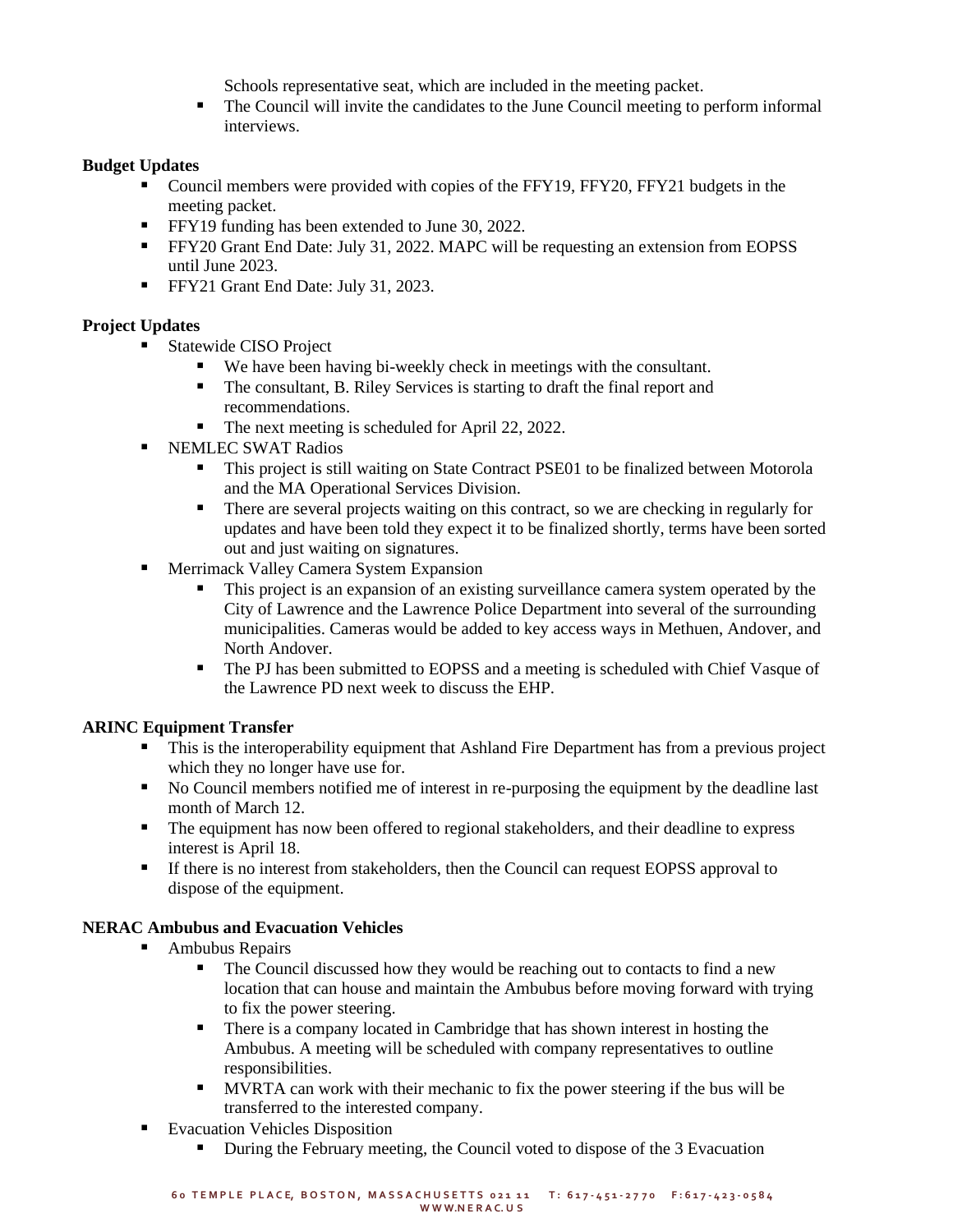Schools representative seat, which are included in the meeting packet.
    - The Council will invite the candidates to the June Council meeting to perform informal interviews.

**Budget Updates**

- Council members were provided with copies of the FFY19, FFY20, FFY21 budgets in the meeting packet.
- FFY19 funding has been extended to June 30, 2022.
- FFY20 Grant End Date: July 31, 2022. MAPC will be requesting an extension from EOPSS until June 2023.
- FFY21 Grant End Date: July 31, 2023.

**Project Updates**

- Statewide CISO Project
    - We have been having bi-weekly check in meetings with the consultant.
    - The consultant, B. Riley Services is starting to draft the final report and recommendations.
    - The next meeting is scheduled for April 22, 2022.
- NEMLEC SWAT Radios
    - This project is still waiting on State Contract PSE01 to be finalized between Motorola and the MA Operational Services Division.
    - There are several projects waiting on this contract, so we are checking in regularly for updates and have been told they expect it to be finalized shortly, terms have been sorted out and just waiting on signatures.
- Merrimack Valley Camera System Expansion
    - This project is an expansion of an existing surveillance camera system operated by the City of Lawrence and the Lawrence Police Department into several of the surrounding municipalities. Cameras would be added to key access ways in Methuen, Andover, and North Andover.
    - The PJ has been submitted to EOPSS and a meeting is scheduled with Chief Vasque of the Lawrence PD next week to discuss the EHP.

**ARINC Equipment Transfer**

- This is the interoperability equipment that Ashland Fire Department has from a previous project which they no longer have use for.
- No Council members notified me of interest in re-purposing the equipment by the deadline last month of March 12.
- The equipment has now been offered to regional stakeholders, and their deadline to express interest is April 18.
- If there is no interest from stakeholders, then the Council can request EOPSS approval to dispose of the equipment.

**NERAC Ambubus and Evacuation Vehicles**

- Ambubus Repairs
    - The Council discussed how they would be reaching out to contacts to find a new location that can house and maintain the Ambubus before moving forward with trying to fix the power steering.
    - There is a company located in Cambridge that has shown interest in hosting the Ambubus. A meeting will be scheduled with company representatives to outline responsibilities.
    - MVRTA can work with their mechanic to fix the power steering if the bus will be transferred to the interested company.
- Evacuation Vehicles Disposition
    - During the February meeting, the Council voted to dispose of the 3 Evacuation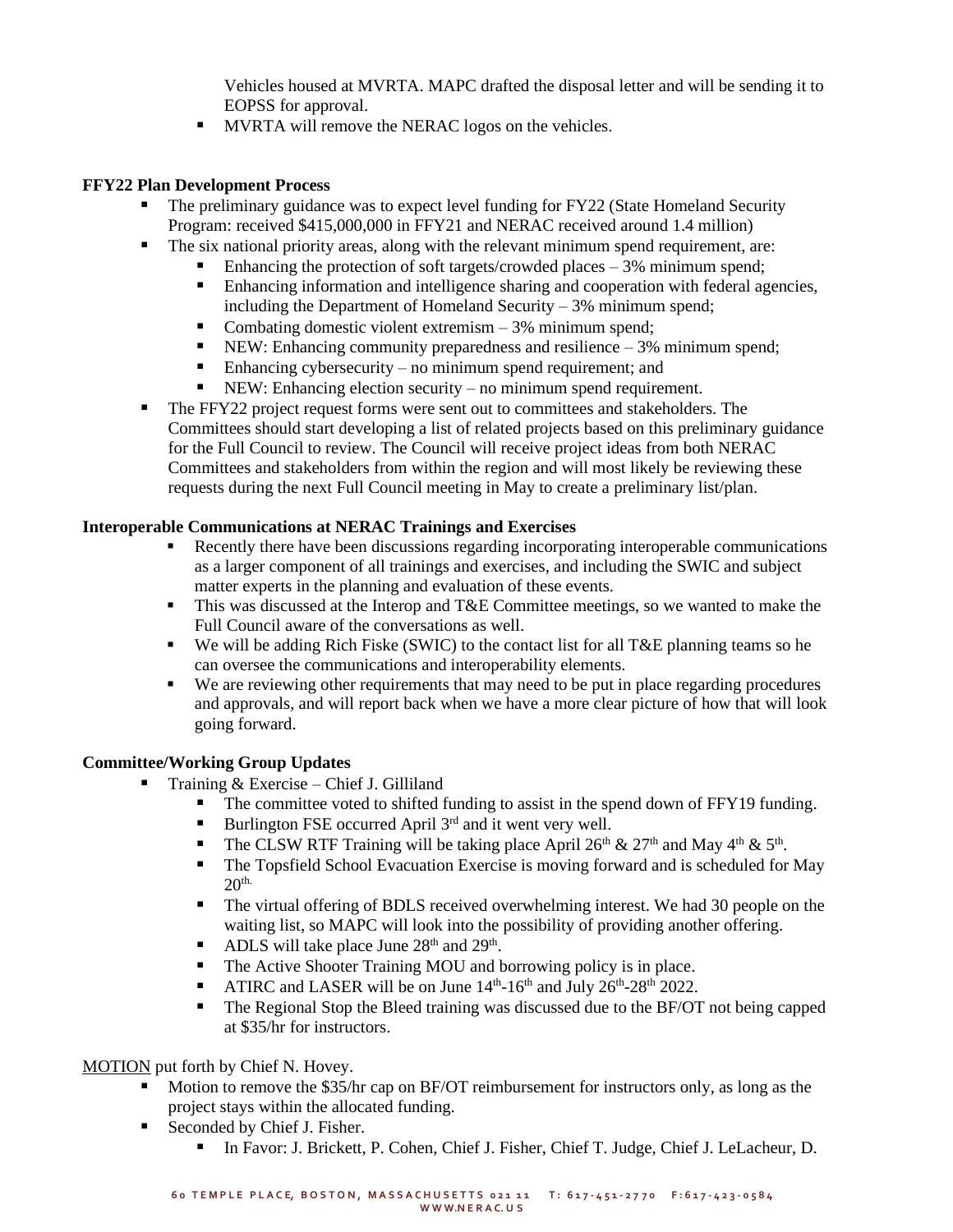Vehicles housed at MVRTA. MAPC drafted the disposal letter and will be sending it to EOPSS for approval.

- MVRTA will remove the NERAC logos on the vehicles.

**FFY22 Plan Development Process**

- The preliminary guidance was to expect level funding for FY22 (State Homeland Security Program: received $415,000,000 in FFY21 and NERAC received around 1.4 million)
- The six national priority areas, along with the relevant minimum spend requirement, are:
    - Enhancing the protection of soft targets/crowded places – 3% minimum spend;
    - Enhancing information and intelligence sharing and cooperation with federal agencies, including the Department of Homeland Security – 3% minimum spend;
    - Combating domestic violent extremism – 3% minimum spend;
    - NEW: Enhancing community preparedness and resilience – 3% minimum spend;
    - Enhancing cybersecurity – no minimum spend requirement; and
    - NEW: Enhancing election security – no minimum spend requirement.
- The FFY22 project request forms were sent out to committees and stakeholders. The Committees should start developing a list of related projects based on this preliminary guidance for the Full Council to review. The Council will receive project ideas from both NERAC Committees and stakeholders from within the region and will most likely be reviewing these requests during the next Full Council meeting in May to create a preliminary list/plan.

**Interoperable Communications at NERAC Trainings and Exercises**

- Recently there have been discussions regarding incorporating interoperable communications as a larger component of all trainings and exercises, and including the SWIC and subject matter experts in the planning and evaluation of these events.
- This was discussed at the Interop and T&E Committee meetings, so we wanted to make the Full Council aware of the conversations as well.
- We will be adding Rich Fiske (SWIC) to the contact list for all T&E planning teams so he can oversee the communications and interoperability elements.
- We are reviewing other requirements that may need to be put in place regarding procedures and approvals, and will report back when we have a more clear picture of how that will look going forward.

**Committee/Working Group Updates**

- Training & Exercise – Chief J. Gilliland
    - The committee voted to shifted funding to assist in the spend down of FFY19 funding.
    - Burlington FSE occurred April 3rd and it went very well.
    - The CLSW RTF Training will be taking place April 26th & 27th and May 4th & 5th.
    - The Topsfield School Evacuation Exercise is moving forward and is scheduled for May 20th.
    - The virtual offering of BDLS received overwhelming interest. We had 30 people on the waiting list, so MAPC will look into the possibility of providing another offering.
    - ADLS will take place June 28th and 29th.
    - The Active Shooter Training MOU and borrowing policy is in place.
    - ATIRC and LASER will be on June 14th-16th and July 26th-28th 2022.
    - The Regional Stop the Bleed training was discussed due to the BF/OT not being capped at $35/hr for instructors.

<u>MOTION</u> put forth by Chief N. Hovey.

- Motion to remove the $35/hr cap on BF/OT reimbursement for instructors only, as long as the project stays within the allocated funding.
- Seconded by Chief J. Fisher.
    - In Favor: J. Brickett, P. Cohen, Chief J. Fisher, Chief T. Judge, Chief J. LeLacheur, D.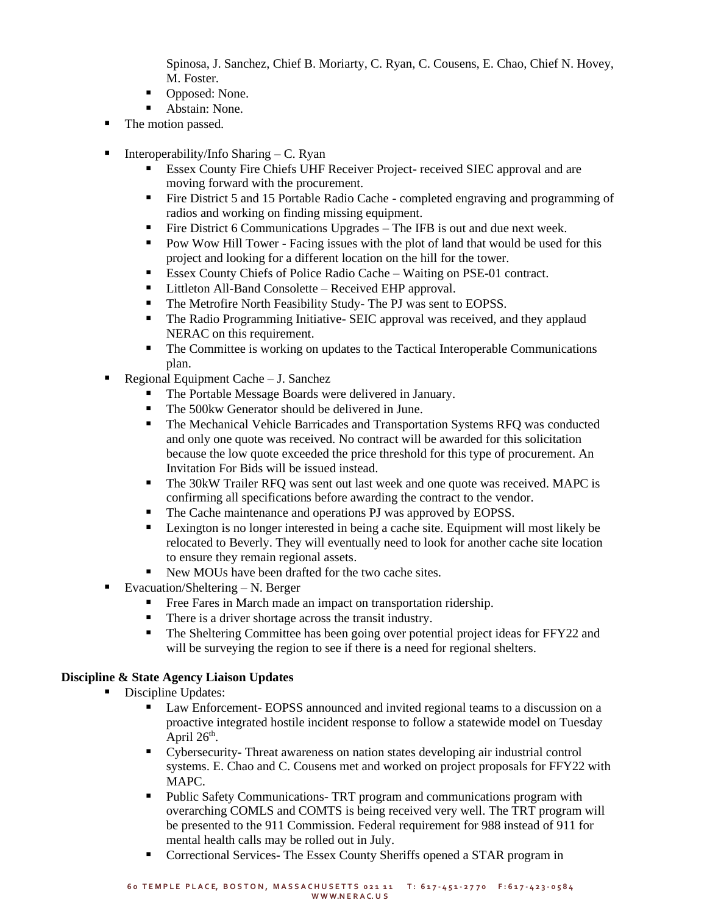Spinosa, J. Sanchez, Chief B. Moriarty, C. Ryan, C. Cousens, E. Chao, Chief N. Hovey, M. Foster.
    - Opposed: None.
    - Abstain: None.
- The motion passed.

- Interoperability/Info Sharing – C. Ryan
    - Essex County Fire Chiefs UHF Receiver Project- received SIEC approval and are moving forward with the procurement.
    - Fire District 5 and 15 Portable Radio Cache - completed engraving and programming of radios and working on finding missing equipment.
    - Fire District 6 Communications Upgrades – The IFB is out and due next week.
    - Pow Wow Hill Tower - Facing issues with the plot of land that would be used for this project and looking for a different location on the hill for the tower.
    - Essex County Chiefs of Police Radio Cache – Waiting on PSE-01 contract.
    - Littleton All-Band Consolette – Received EHP approval.
    - The Metrofire North Feasibility Study- The PJ was sent to EOPSS.
    - The Radio Programming Initiative- SEIC approval was received, and they applaud NERAC on this requirement.
    - The Committee is working on updates to the Tactical Interoperable Communications plan.
- Regional Equipment Cache – J. Sanchez
    - The Portable Message Boards were delivered in January.
    - The 500kw Generator should be delivered in June.
    - The Mechanical Vehicle Barricades and Transportation Systems RFQ was conducted and only one quote was received. No contract will be awarded for this solicitation because the low quote exceeded the price threshold for this type of procurement. An Invitation For Bids will be issued instead.
    - The 30kW Trailer RFQ was sent out last week and one quote was received. MAPC is confirming all specifications before awarding the contract to the vendor.
    - The Cache maintenance and operations PJ was approved by EOPSS.
    - Lexington is no longer interested in being a cache site. Equipment will most likely be relocated to Beverly. They will eventually need to look for another cache site location to ensure they remain regional assets.
    - New MOUs have been drafted for the two cache sites.
- Evacuation/Sheltering – N. Berger
    - Free Fares in March made an impact on transportation ridership.
    - There is a driver shortage across the transit industry.
    - The Sheltering Committee has been going over potential project ideas for FFY22 and will be surveying the region to see if there is a need for regional shelters.

**Discipline & State Agency Liaison Updates**

- Discipline Updates:
    - Law Enforcement- EOPSS announced and invited regional teams to a discussion on a proactive integrated hostile incident response to follow a statewide model on Tuesday April 26th.
    - Cybersecurity- Threat awareness on nation states developing air industrial control systems. E. Chao and C. Cousens met and worked on project proposals for FFY22 with MAPC.
    - Public Safety Communications- TRT program and communications program with overarching COMLS and COMTS is being received very well. The TRT program will be presented to the 911 Commission. Federal requirement for 988 instead of 911 for mental health calls may be rolled out in July.
    - Correctional Services- The Essex County Sheriffs opened a STAR program in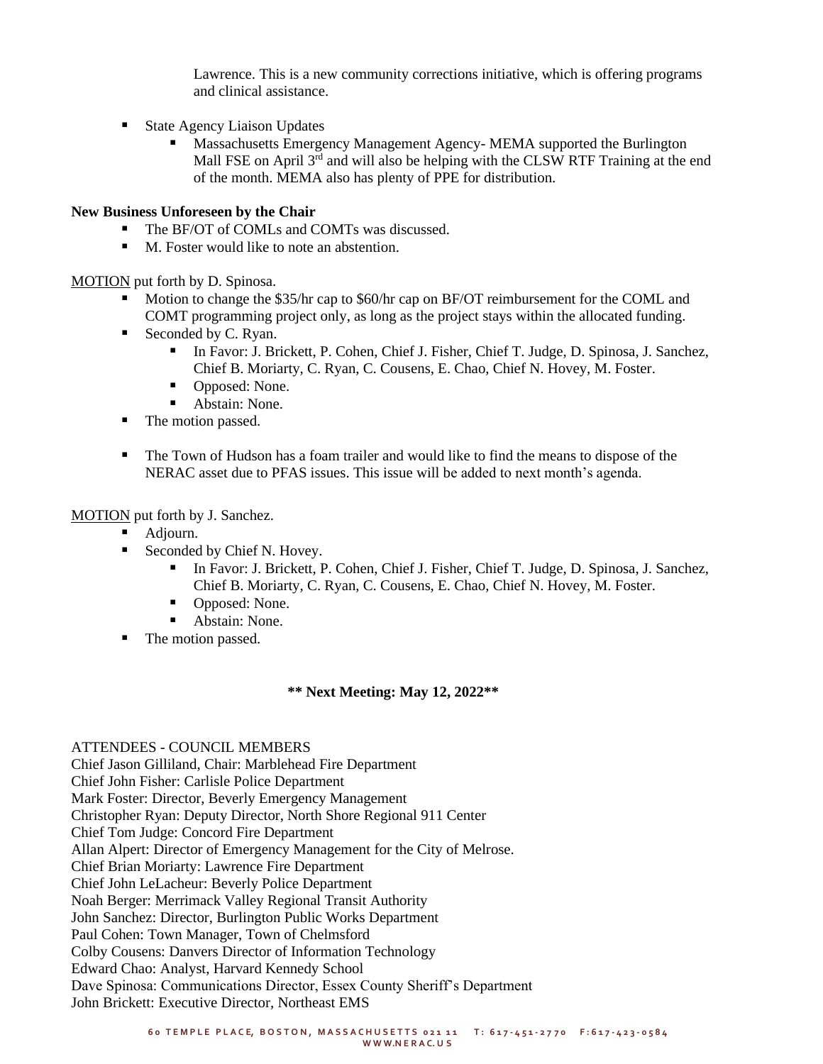Lawrence. This is a new community corrections initiative, which is offering programs and clinical assistance.

- State Agency Liaison Updates
  - Massachusetts Emergency Management Agency- MEMA supported the Burlington Mall FSE on April 3rd and will also be helping with the CLSW RTF Training at the end of the month. MEMA also has plenty of PPE for distribution.

**New Business Unforeseen by the Chair**

- The BF/OT of COMLs and COMTs was discussed.
- M. Foster would like to note an abstention.

MOTION put forth by D. Spinosa.

- Motion to change the $35/hr cap to $60/hr cap on BF/OT reimbursement for the COML and COMT programming project only, as long as the project stays within the allocated funding.
- Seconded by C. Ryan.
  - In Favor: J. Brickett, P. Cohen, Chief J. Fisher, Chief T. Judge, D. Spinosa, J. Sanchez, Chief B. Moriarty, C. Ryan, C. Cousens, E. Chao, Chief N. Hovey, M. Foster.
  - Opposed: None.
  - Abstain: None.
- The motion passed.

- The Town of Hudson has a foam trailer and would like to find the means to dispose of the NERAC asset due to PFAS issues. This issue will be added to next month's agenda.

MOTION put forth by J. Sanchez.

- Adjourn.
- Seconded by Chief N. Hovey.
  - In Favor: J. Brickett, P. Cohen, Chief J. Fisher, Chief T. Judge, D. Spinosa, J. Sanchez, Chief B. Moriarty, C. Ryan, C. Cousens, E. Chao, Chief N. Hovey, M. Foster.
  - Opposed: None.
  - Abstain: None.
- The motion passed.

**\*\* Next Meeting: May 12, 2022\*\***

ATTENDEES - COUNCIL MEMBERS

Chief Jason Gilliland, Chair: Marblehead Fire Department
Chief John Fisher: Carlisle Police Department
Mark Foster: Director, Beverly Emergency Management
Christopher Ryan: Deputy Director, North Shore Regional 911 Center
Chief Tom Judge: Concord Fire Department
Allan Alpert: Director of Emergency Management for the City of Melrose.
Chief Brian Moriarty: Lawrence Fire Department
Chief John LeLacheur: Beverly Police Department
Noah Berger: Merrimack Valley Regional Transit Authority
John Sanchez: Director, Burlington Public Works Department
Paul Cohen: Town Manager, Town of Chelmsford
Colby Cousens: Danvers Director of Information Technology
Edward Chao: Analyst, Harvard Kennedy School
Dave Spinosa: Communications Director, Essex County Sheriff's Department
John Brickett: Executive Director, Northeast EMS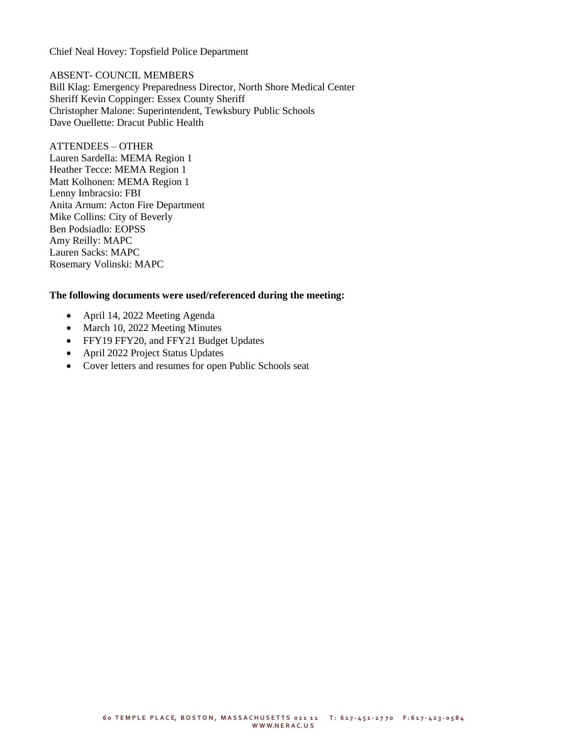Chief Neal Hovey: Topsfield Police Department

ABSENT- COUNCIL MEMBERS
Bill Klag: Emergency Preparedness Director, North Shore Medical Center
Sheriff Kevin Coppinger: Essex County Sheriff
Christopher Malone: Superintendent, Tewksbury Public Schools
Dave Ouellette: Dracut Public Health

ATTENDEES – OTHER
Lauren Sardella: MEMA Region 1
Heather Tecce: MEMA Region 1
Matt Kolhonen: MEMA Region 1
Lenny Imbracsio: FBI
Anita Arnum: Acton Fire Department
Mike Collins: City of Beverly
Ben Podsiadlo: EOPSS
Amy Reilly: MAPC
Lauren Sacks: MAPC
Rosemary Volinski: MAPC

**The following documents were used/referenced during the meeting:**

- April 14, 2022 Meeting Agenda
- March 10, 2022 Meeting Minutes
- FFY19 FFY20, and FFY21 Budget Updates
- April 2022 Project Status Updates
- Cover letters and resumes for open Public Schools seat